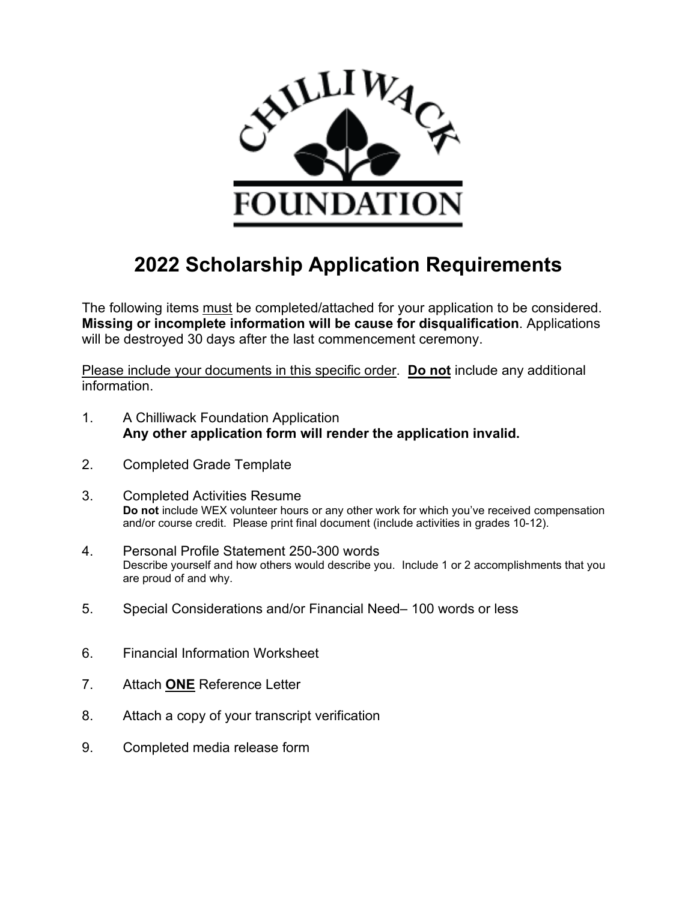# 2022 Scholarship Application Requirements

The following items <u>must</u> be completed/attached for your application to be considered. **Missing or incomplete information will be cause for disqualification**. Applications will be destroyed 30 days after the last commencement ceremony.

<u>Please include your documents in this specific order</u>. **<u>Do not</u>** include any additional information.

1. A Chilliwack Foundation Application
   **Any other application form will render the application invalid.**

2. Completed Grade Template

3. Completed Activities Resume
   **Do not** include WEX volunteer hours or any other work for which you've received compensation and/or course credit. Please print final document (include activities in grades 10-12).

4. Personal Profile Statement 250-300 words
   Describe yourself and how others would describe you. Include 1 or 2 accomplishments that you are proud of and why.

5. Special Considerations and/or Financial Need– 100 words or less

6. Financial Information Worksheet

7. Attach **<u>ONE</u>** Reference Letter

8. Attach a copy of your transcript verification

9. Completed media release form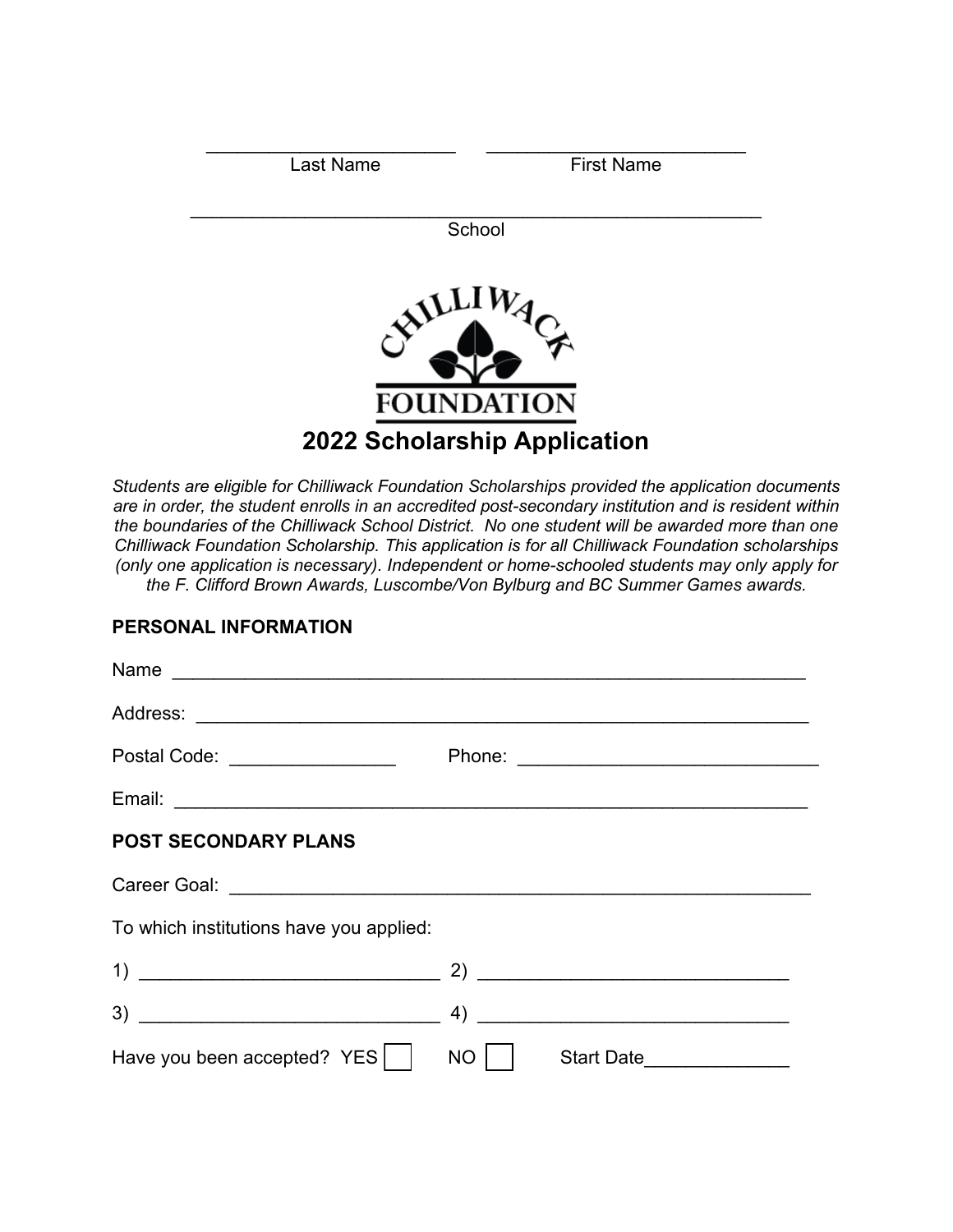\_\_\_\_\_\_\_\_\_\_\_\_\_\_\_\_\_\_\_\_\_\_\_\_\_ \_\_\_\_\_\_\_\_\_\_\_\_\_\_\_\_\_\_\_\_\_\_\_\_\_\_

Last Name First Name

\_\_\_\_\_\_\_\_\_\_\_\_\_\_\_\_\_\_\_\_\_\_\_\_\_\_\_\_\_\_\_\_\_\_\_\_\_\_\_\_\_\_\_\_\_\_\_\_\_\_\_\_\_\_\_\_\_\_

School

CHILLIWACK FOUNDATION

# 2022 Scholarship Application

*Students are eligible for Chilliwack Foundation Scholarships provided the application documents are in order, the student enrolls in an accredited post-secondary institution and is resident within the boundaries of the Chilliwack School District. No one student will be awarded more than one Chilliwack Foundation Scholarship. This application is for all Chilliwack Foundation scholarships (only one application is necessary). Independent or home-schooled students may only apply for the F. Clifford Brown Awards, Luscombe/Von Bylburg and BC Summer Games awards.*

**PERSONAL INFORMATION**

Name \_\_\_\_\_\_\_\_\_\_\_\_\_\_\_\_\_\_\_\_\_\_\_\_\_\_\_\_\_\_\_\_\_\_\_\_\_\_\_\_\_\_\_\_\_\_\_\_\_\_\_\_\_\_\_\_\_\_\_\_\_\_\_

Address: \_\_\_\_\_\_\_\_\_\_\_\_\_\_\_\_\_\_\_\_\_\_\_\_\_\_\_\_\_\_\_\_\_\_\_\_\_\_\_\_\_\_\_\_\_\_\_\_\_\_\_\_\_\_\_\_\_\_\_\_\_

Postal Code: \_\_\_\_\_\_\_\_\_\_\_\_\_\_\_\_ Phone: \_\_\_\_\_\_\_\_\_\_\_\_\_\_\_\_\_\_\_\_\_\_\_\_\_\_\_\_\_\_

Email: \_\_\_\_\_\_\_\_\_\_\_\_\_\_\_\_\_\_\_\_\_\_\_\_\_\_\_\_\_\_\_\_\_\_\_\_\_\_\_\_\_\_\_\_\_\_\_\_\_\_\_\_\_\_\_\_\_\_\_\_\_\_

**POST SECONDARY PLANS**

Career Goal: \_\_\_\_\_\_\_\_\_\_\_\_\_\_\_\_\_\_\_\_\_\_\_\_\_\_\_\_\_\_\_\_\_\_\_\_\_\_\_\_\_\_\_\_\_\_\_\_\_\_\_\_\_\_\_\_\_\_

To which institutions have you applied:

1) \_\_\_\_\_\_\_\_\_\_\_\_\_\_\_\_\_\_\_\_\_\_\_\_\_\_\_\_\_\_ 2) \_\_\_\_\_\_\_\_\_\_\_\_\_\_\_\_\_\_\_\_\_\_\_\_\_\_\_\_\_\_\_

3) \_\_\_\_\_\_\_\_\_\_\_\_\_\_\_\_\_\_\_\_\_\_\_\_\_\_\_\_\_\_ 4) \_\_\_\_\_\_\_\_\_\_\_\_\_\_\_\_\_\_\_\_\_\_\_\_\_\_\_\_\_\_\_

Have you been accepted? YES ☐ NO ☐ Start Date\_\_\_\_\_\_\_\_\_\_\_\_\_\_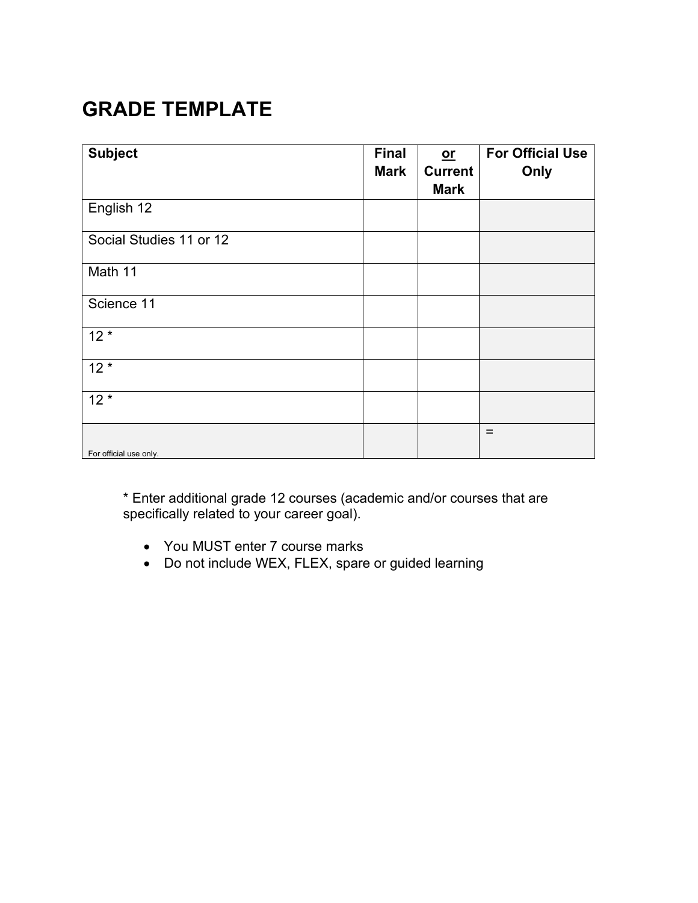# GRADE TEMPLATE

| Subject | Final Mark | <u>or</u> Current Mark | For Official Use Only |
|---|---|---|---|
| English 12 | | | |
| Social Studies 11 or 12 | | | |
| Math 11 | | | |
| Science 11 | | | |
| 12 * | | | |
| 12 * | | | |
| 12 * | | | |
| For official use only. | | | = |

* Enter additional grade 12 courses (academic and/or courses that are specifically related to your career goal).

- You MUST enter 7 course marks
- Do not include WEX, FLEX, spare or guided learning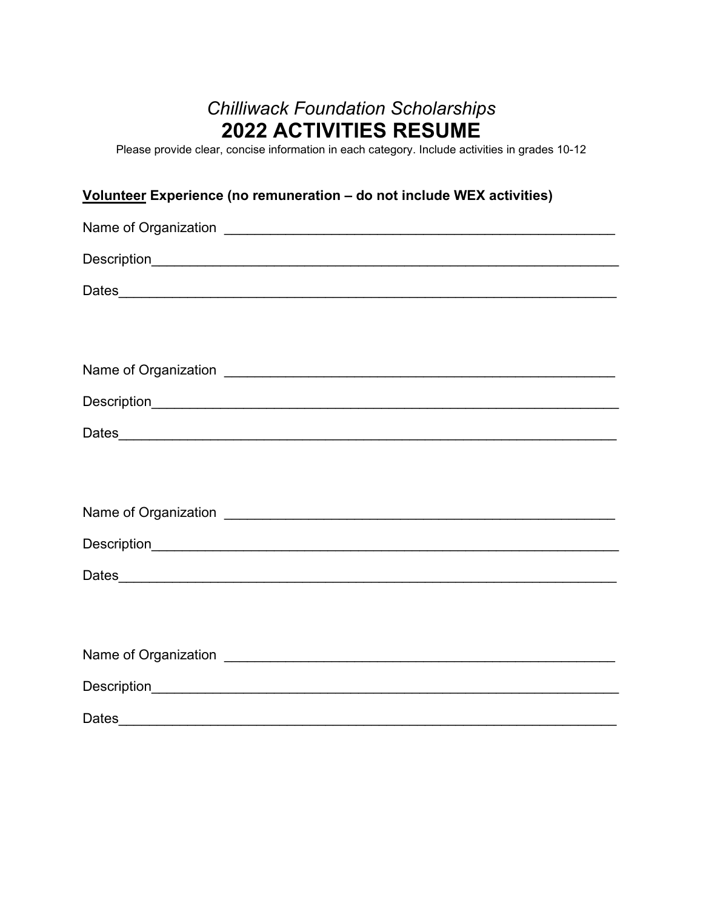*Chilliwack Foundation Scholarships*

# 2022 ACTIVITIES RESUME

Please provide clear, concise information in each category. Include activities in grades 10-12

**<u>Volunteer</u> Experience (no remuneration – do not include WEX activities)**

Name of Organization ___________________________________________________

Description_____________________________________________________________

Dates_________________________________________________________________

Name of Organization ___________________________________________________

Description_____________________________________________________________

Dates_________________________________________________________________

Name of Organization ___________________________________________________

Description_____________________________________________________________

Dates_________________________________________________________________

Name of Organization ___________________________________________________

Description_____________________________________________________________

Dates_________________________________________________________________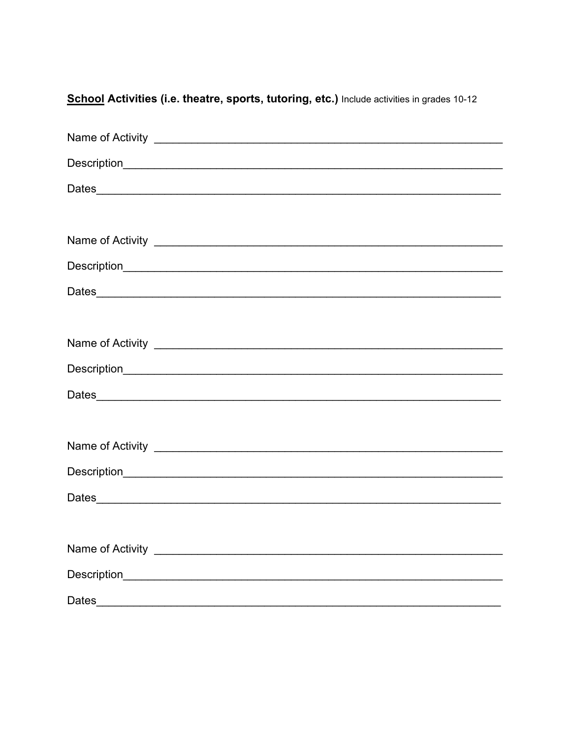**<u>School</u> Activities (i.e. theatre, sports, tutoring, etc.)** Include activities in grades 10-12

Name of Activity ____________________________________________________

Description_________________________________________________________

Dates______________________________________________________________

Name of Activity ____________________________________________________

Description_________________________________________________________

Dates______________________________________________________________

Name of Activity ____________________________________________________

Description_________________________________________________________

Dates______________________________________________________________

Name of Activity ____________________________________________________

Description_________________________________________________________

Dates______________________________________________________________

Name of Activity ____________________________________________________

Description_________________________________________________________

Dates______________________________________________________________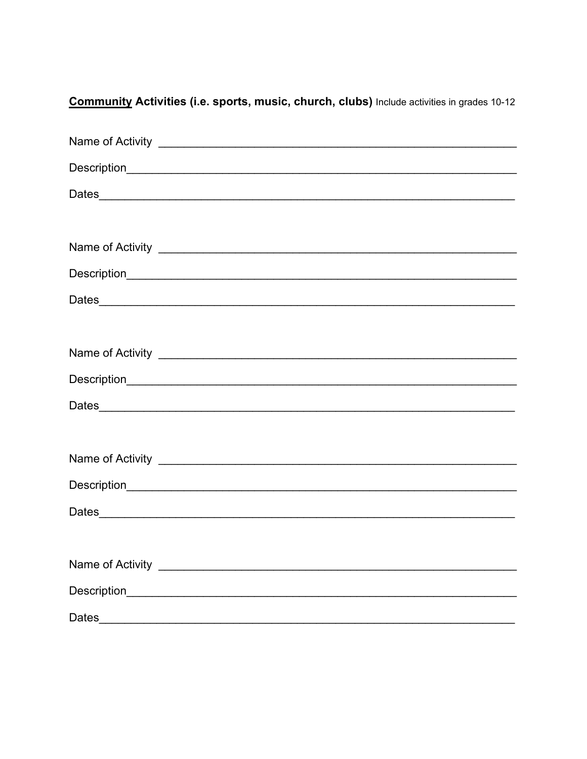**<u>Community</u> Activities (i.e. sports, music, church, clubs)** Include activities in grades 10-12

Name of Activity ___________________________________________________________

Description_______________________________________________________________

Dates____________________________________________________________________

Name of Activity ___________________________________________________________

Description_______________________________________________________________

Dates____________________________________________________________________

Name of Activity ___________________________________________________________

Description_______________________________________________________________

Dates____________________________________________________________________

Name of Activity ___________________________________________________________

Description_______________________________________________________________

Dates____________________________________________________________________

Name of Activity ___________________________________________________________

Description_______________________________________________________________

Dates____________________________________________________________________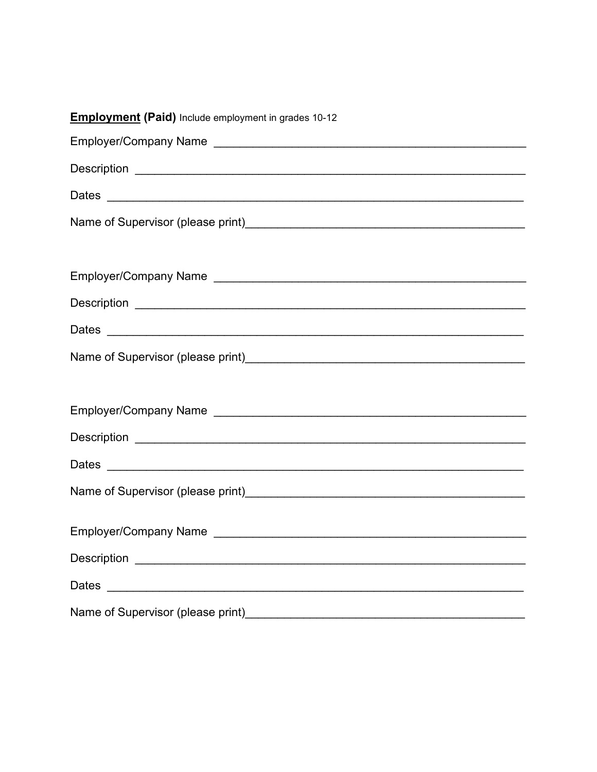**<u>Employment</u> (Paid)** Include employment in grades 10-12

Employer/Company Name _______________________________________________

Description ___________________________________________________________

Dates ______________________________________________________________

Name of Supervisor (please print)_________________________________________

Employer/Company Name _______________________________________________

Description ___________________________________________________________

Dates ______________________________________________________________

Name of Supervisor (please print)_________________________________________

Employer/Company Name _______________________________________________

Description ___________________________________________________________

Dates ______________________________________________________________

Name of Supervisor (please print)_________________________________________

Employer/Company Name _______________________________________________

Description ___________________________________________________________

Dates ______________________________________________________________

Name of Supervisor (please print)_________________________________________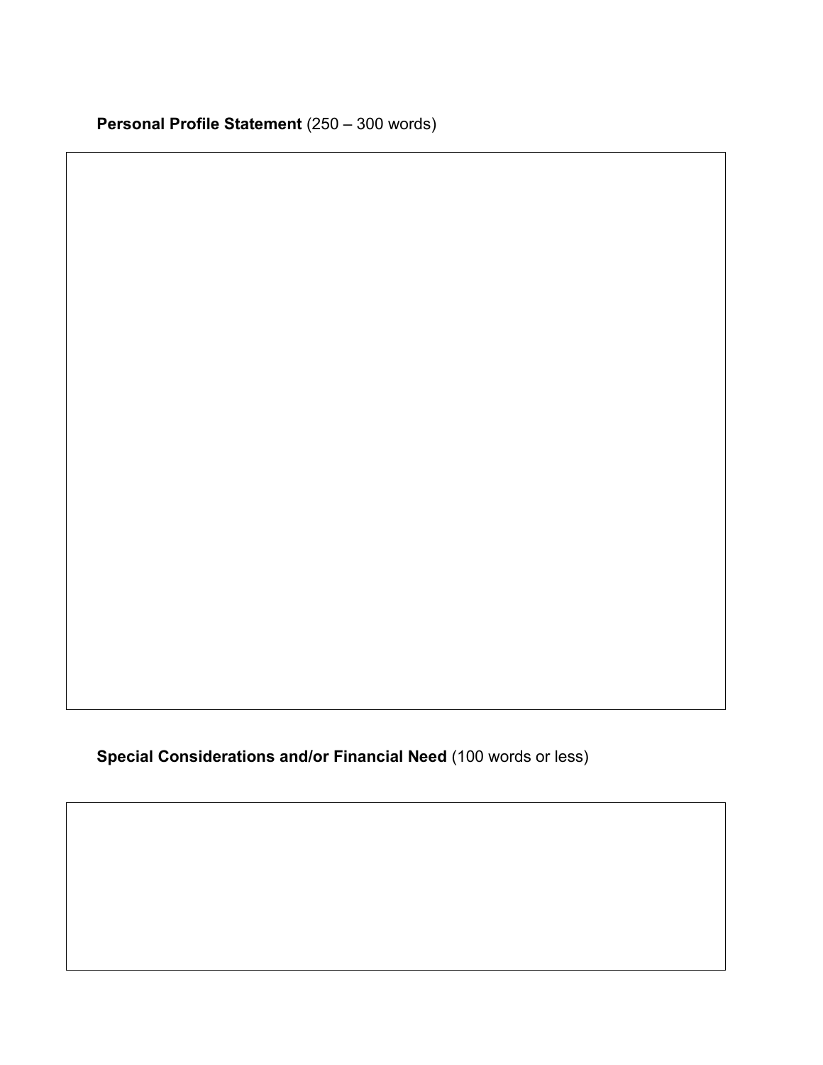**Personal Profile Statement** (250 – 300 words)

**Special Considerations and/or Financial Need** (100 words or less)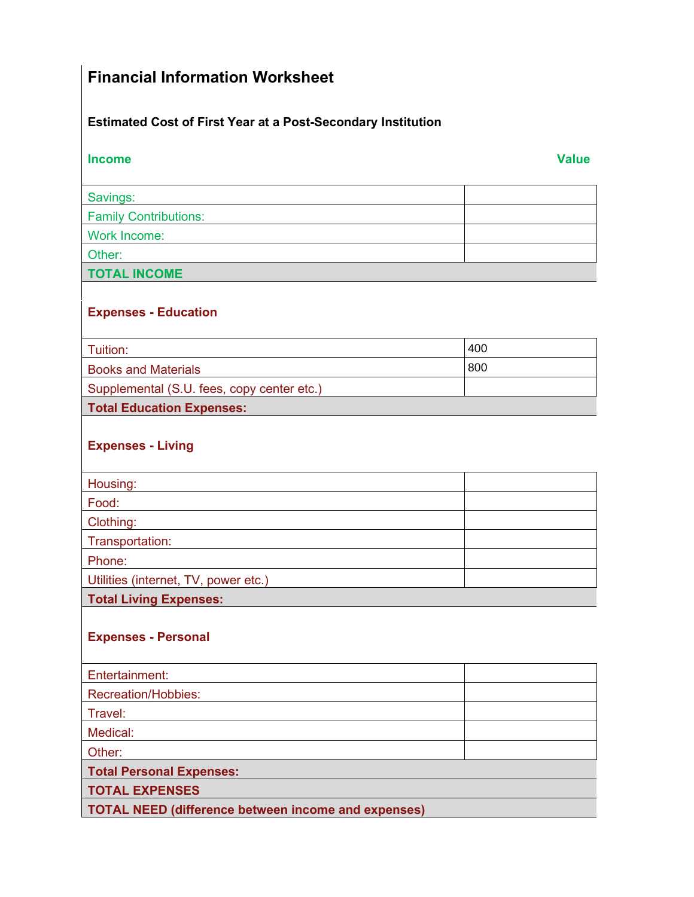# Financial Information Worksheet

**Estimated Cost of First Year at a Post-Secondary Institution**

| **Income** | **Value** |
|---|---|
| Savings: | |
| Family Contributions: | |
| Work Income: | |
| Other: | |
| **TOTAL INCOME** | |

**Expenses - Education**

| | |
|---|---|
| Tuition: | 400 |
| Books and Materials | 800 |
| Supplemental (S.U. fees, copy center etc.) | |
| **Total Education Expenses:** | |

**Expenses - Living**

| | |
|---|---|
| Housing: | |
| Food: | |
| Clothing: | |
| Transportation: | |
| Phone: | |
| Utilities (internet, TV, power etc.) | |
| **Total Living Expenses:** | |

**Expenses - Personal**

| | |
|---|---|
| Entertainment: | |
| Recreation/Hobbies: | |
| Travel: | |
| Medical: | |
| Other: | |
| **Total Personal Expenses:** | |
| **TOTAL EXPENSES** | |
| **TOTAL NEED (difference between income and expenses)** | |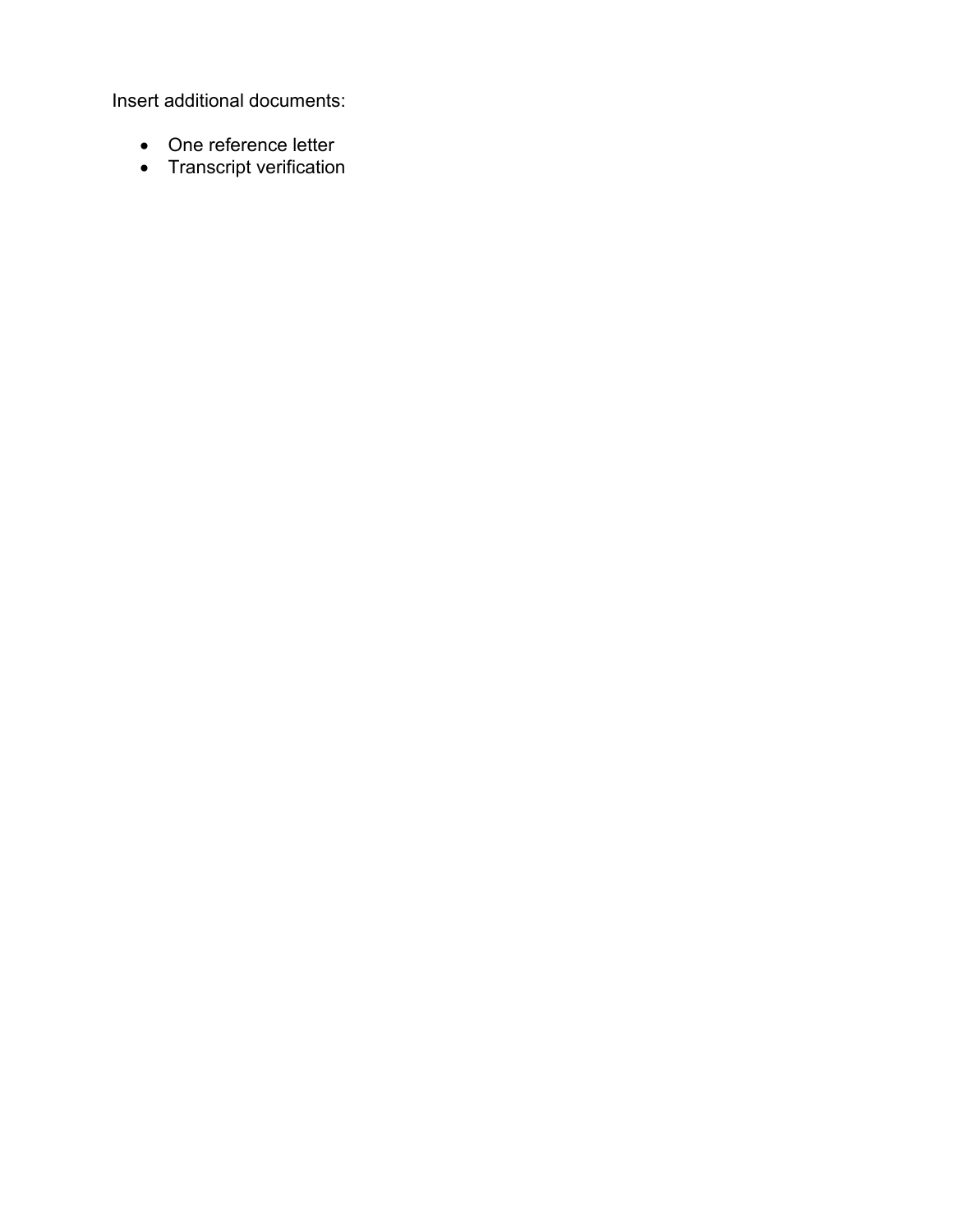Insert additional documents:

- One reference letter
- Transcript verification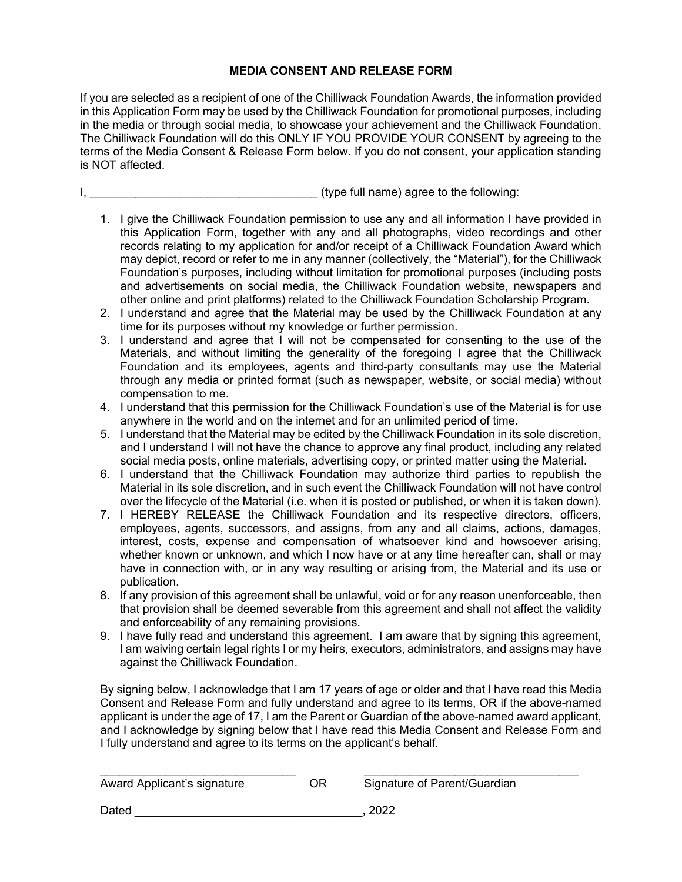## MEDIA CONSENT AND RELEASE FORM

If you are selected as a recipient of one of the Chilliwack Foundation Awards, the information provided in this Application Form may be used by the Chilliwack Foundation for promotional purposes, including in the media or through social media, to showcase your achievement and the Chilliwack Foundation. The Chilliwack Foundation will do this ONLY IF YOU PROVIDE YOUR CONSENT by agreeing to the terms of the Media Consent & Release Form below. If you do not consent, your application standing is NOT affected.

I, ___________________________________ (type full name) agree to the following:

1. I give the Chilliwack Foundation permission to use any and all information I have provided in this Application Form, together with any and all photographs, video recordings and other records relating to my application for and/or receipt of a Chilliwack Foundation Award which may depict, record or refer to me in any manner (collectively, the "Material"), for the Chilliwack Foundation's purposes, including without limitation for promotional purposes (including posts and advertisements on social media, the Chilliwack Foundation website, newspapers and other online and print platforms) related to the Chilliwack Foundation Scholarship Program.
2. I understand and agree that the Material may be used by the Chilliwack Foundation at any time for its purposes without my knowledge or further permission.
3. I understand and agree that I will not be compensated for consenting to the use of the Materials, and without limiting the generality of the foregoing I agree that the Chilliwack Foundation and its employees, agents and third-party consultants may use the Material through any media or printed format (such as newspaper, website, or social media) without compensation to me.
4. I understand that this permission for the Chilliwack Foundation's use of the Material is for use anywhere in the world and on the internet and for an unlimited period of time.
5. I understand that the Material may be edited by the Chilliwack Foundation in its sole discretion, and I understand I will not have the chance to approve any final product, including any related social media posts, online materials, advertising copy, or printed matter using the Material.
6. I understand that the Chilliwack Foundation may authorize third parties to republish the Material in its sole discretion, and in such event the Chilliwack Foundation will not have control over the lifecycle of the Material (i.e. when it is posted or published, or when it is taken down).
7. I HEREBY RELEASE the Chilliwack Foundation and its respective directors, officers, employees, agents, successors, and assigns, from any and all claims, actions, damages, interest, costs, expense and compensation of whatsoever kind and howsoever arising, whether known or unknown, and which I now have or at any time hereafter can, shall or may have in connection with, or in any way resulting or arising from, the Material and its use or publication.
8. If any provision of this agreement shall be unlawful, void or for any reason unenforceable, then that provision shall be deemed severable from this agreement and shall not affect the validity and enforceability of any remaining provisions.
9. I have fully read and understand this agreement. I am aware that by signing this agreement, I am waiving certain legal rights I or my heirs, executors, administrators, and assigns may have against the Chilliwack Foundation.

By signing below, I acknowledge that I am 17 years of age or older and that I have read this Media Consent and Release Form and fully understand and agree to its terms, OR if the above-named applicant is under the age of 17, I am the Parent or Guardian of the above-named award applicant, and I acknowledge by signing below that I have read this Media Consent and Release Form and I fully understand and agree to its terms on the applicant's behalf.

______________________________ OR ______________________________

Award Applicant's signature OR Signature of Parent/Guardian

Dated ___________________________________, 2022